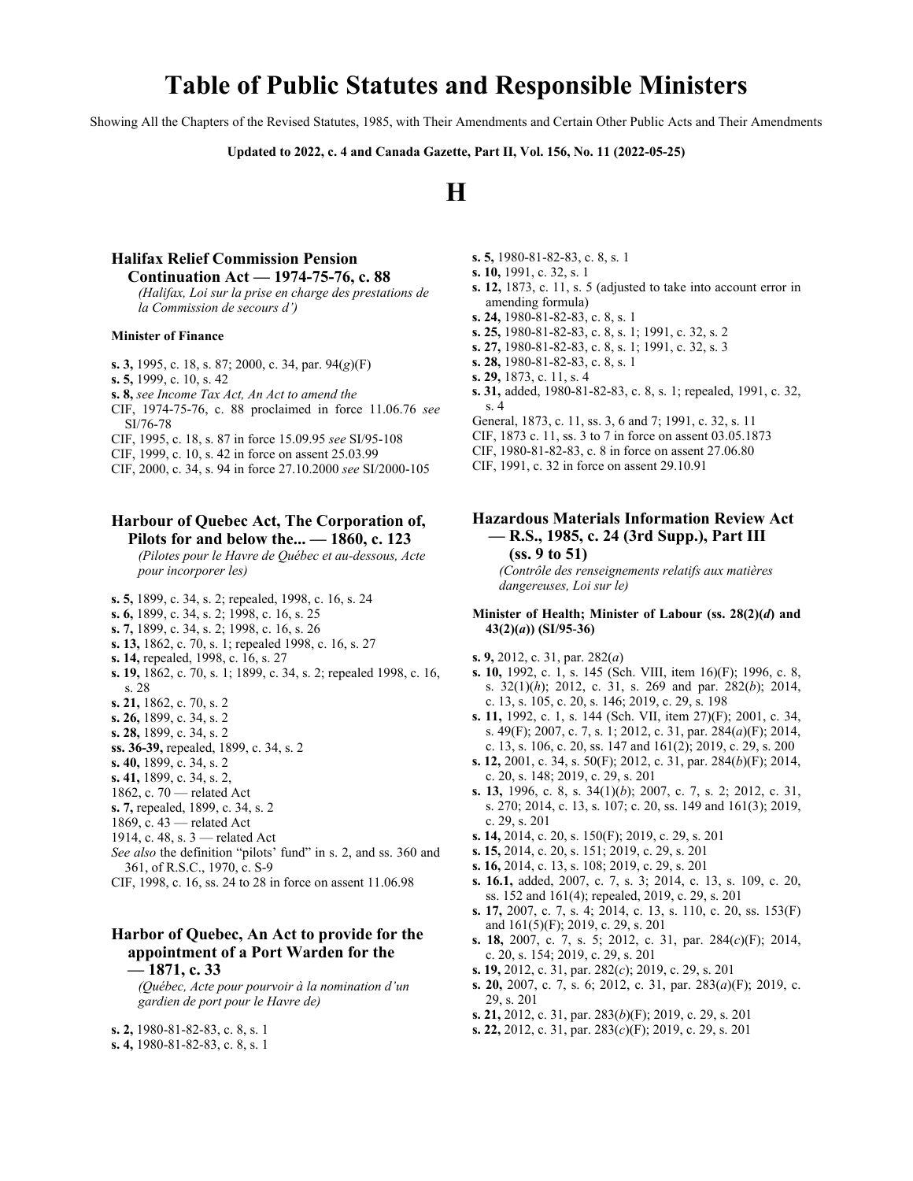# Table of Public Statutes and Responsible Ministers

Showing All the Chapters of the Revised Statutes, 1985, with Their Amendments and Certain Other Public Acts and Their Amendments

**Updated to 2022, c. 4 and Canada Gazette, Part II, Vol. 156, No. 11 (2022-05-25)**

## H

### Halifax Relief Commission Pension Continuation Act — 1974-75-76, c. 88

*(Halifax, Loi sur la prise en charge des prestations de la Commission de secours d')*

**Minister of Finance**

**s. 3,** 1995, c. 18, s. 87; 2000, c. 34, par. 94(*g*)(F)
**s. 5,** 1999, c. 10, s. 42
**s. 8,** *see Income Tax Act, An Act to amend the*
CIF, 1974-75-76, c. 88 proclaimed in force 11.06.76 *see* SI/76-78
CIF, 1995, c. 18, s. 87 in force 15.09.95 *see* SI/95-108
CIF, 1999, c. 10, s. 42 in force on assent 25.03.99
CIF, 2000, c. 34, s. 94 in force 27.10.2000 *see* SI/2000-105

### Harbour of Quebec Act, The Corporation of, Pilots for and below the... — 1860, c. 123

*(Pilotes pour le Havre de Québec et au-dessous, Acte pour incorporer les)*

**s. 5,** 1899, c. 34, s. 2; repealed, 1998, c. 16, s. 24
**s. 6,** 1899, c. 34, s. 2; 1998, c. 16, s. 25
**s. 7,** 1899, c. 34, s. 2; 1998, c. 16, s. 26
**s. 13,** 1862, c. 70, s. 1; repealed 1998, c. 16, s. 27
**s. 14,** repealed, 1998, c. 16, s. 27
**s. 19,** 1862, c. 70, s. 1; 1899, c. 34, s. 2; repealed 1998, c. 16, s. 28
**s. 21,** 1862, c. 70, s. 2
**s. 26,** 1899, c. 34, s. 2
**s. 28,** 1899, c. 34, s. 2
**ss. 36-39,** repealed, 1899, c. 34, s. 2
**s. 40,** 1899, c. 34, s. 2
**s. 41,** 1899, c. 34, s. 2,
1862, c. 70 — related Act
**s. 7,** repealed, 1899, c. 34, s. 2
1869, c. 43 — related Act
1914, c. 48, s. 3 — related Act
*See also* the definition "pilots' fund" in s. 2, and ss. 360 and 361, of R.S.C., 1970, c. S-9
CIF, 1998, c. 16, ss. 24 to 28 in force on assent 11.06.98

### Harbor of Quebec, An Act to provide for the appointment of a Port Warden for the — 1871, c. 33

*(Québec, Acte pour pourvoir à la nomination d'un gardien de port pour le Havre de)*

**s. 2,** 1980-81-82-83, c. 8, s. 1
**s. 4,** 1980-81-82-83, c. 8, s. 1
**s. 5,** 1980-81-82-83, c. 8, s. 1
**s. 10,** 1991, c. 32, s. 1
**s. 12,** 1873, c. 11, s. 5 (adjusted to take into account error in amending formula)
**s. 24,** 1980-81-82-83, c. 8, s. 1
**s. 25,** 1980-81-82-83, c. 8, s. 1; 1991, c. 32, s. 2
**s. 27,** 1980-81-82-83, c. 8, s. 1; 1991, c. 32, s. 3
**s. 28,** 1980-81-82-83, c. 8, s. 1
**s. 29,** 1873, c. 11, s. 4
**s. 31,** added, 1980-81-82-83, c. 8, s. 1; repealed, 1991, c. 32, s. 4
General, 1873, c. 11, ss. 3, 6 and 7; 1991, c. 32, s. 11
CIF, 1873 c. 11, ss. 3 to 7 in force on assent 03.05.1873
CIF, 1980-81-82-83, c. 8 in force on assent 27.06.80
CIF, 1991, c. 32 in force on assent 29.10.91

### Hazardous Materials Information Review Act — R.S., 1985, c. 24 (3rd Supp.), Part III (ss. 9 to 51)

*(Contrôle des renseignements relatifs aux matières dangereuses, Loi sur le)*

**Minister of Health; Minister of Labour (ss. 28(2)(*d*) and 43(2)(*a*)) (SI/95-36)**

**s. 9,** 2012, c. 31, par. 282(*a*)
**s. 10,** 1992, c. 1, s. 145 (Sch. VIII, item 16)(F); 1996, c. 8, s. 32(1)(*h*); 2012, c. 31, s. 269 and par. 282(*b*); 2014, c. 13, s. 105, c. 20, s. 146; 2019, c. 29, s. 198
**s. 11,** 1992, c. 1, s. 144 (Sch. VII, item 27)(F); 2001, c. 34, s. 49(F); 2007, c. 7, s. 1; 2012, c. 31, par. 284(*a*)(F); 2014, c. 13, s. 106, c. 20, ss. 147 and 161(2); 2019, c. 29, s. 200
**s. 12,** 2001, c. 34, s. 50(F); 2012, c. 31, par. 284(*b*)(F); 2014, c. 20, s. 148; 2019, c. 29, s. 201
**s. 13,** 1996, c. 8, s. 34(1)(*b*); 2007, c. 7, s. 2; 2012, c. 31, s. 270; 2014, c. 13, s. 107; c. 20, ss. 149 and 161(3); 2019, c. 29, s. 201
**s. 14,** 2014, c. 20, s. 150(F); 2019, c. 29, s. 201
**s. 15,** 2014, c. 20, s. 151; 2019, c. 29, s. 201
**s. 16,** 2014, c. 13, s. 108; 2019, c. 29, s. 201
**s. 16.1,** added, 2007, c. 7, s. 3; 2014, c. 13, s. 109, c. 20, ss. 152 and 161(4); repealed, 2019, c. 29, s. 201
**s. 17,** 2007, c. 7, s. 4; 2014, c. 13, s. 110, c. 20, ss. 153(F) and 161(5)(F); 2019, c. 29, s. 201
**s. 18,** 2007, c. 7, s. 5; 2012, c. 31, par. 284(*c*)(F); 2014, c. 20, s. 154; 2019, c. 29, s. 201
**s. 19,** 2012, c. 31, par. 282(*c*); 2019, c. 29, s. 201
**s. 20,** 2007, c. 7, s. 6; 2012, c. 31, par. 283(*a*)(F); 2019, c. 29, s. 201
**s. 21,** 2012, c. 31, par. 283(*b*)(F); 2019, c. 29, s. 201
**s. 22,** 2012, c. 31, par. 283(*c*)(F); 2019, c. 29, s. 201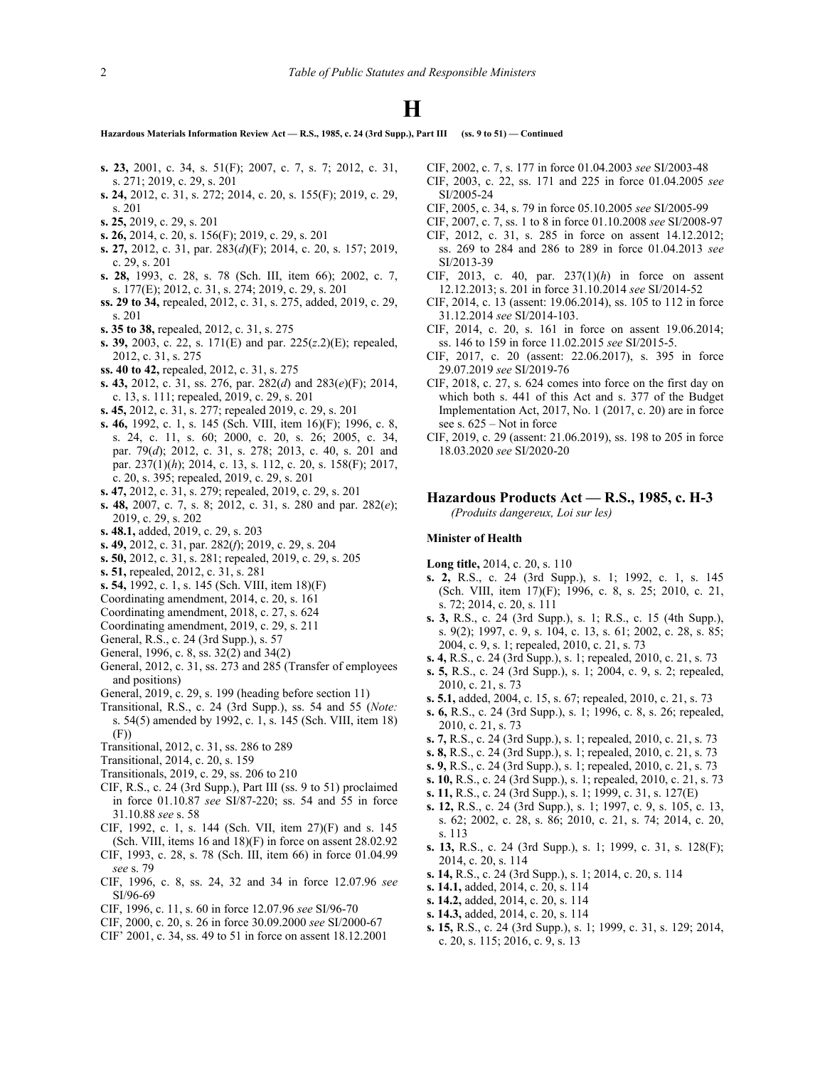# H

**Hazardous Materials Information Review Act — R.S., 1985, c. 24 (3rd Supp.), Part III (ss. 9 to 51) — Continued**

**s. 23,** 2001, c. 34, s. 51(F); 2007, c. 7, s. 7; 2012, c. 31, s. 271; 2019, c. 29, s. 201
**s. 24,** 2012, c. 31, s. 272; 2014, c. 20, s. 155(F); 2019, c. 29, s. 201
**s. 25,** 2019, c. 29, s. 201
**s. 26,** 2014, c. 20, s. 156(F); 2019, c. 29, s. 201
**s. 27,** 2012, c. 31, par. 283(*d*)(F); 2014, c. 20, s. 157; 2019, c. 29, s. 201
**s. 28,** 1993, c. 28, s. 78 (Sch. III, item 66); 2002, c. 7, s. 177(E); 2012, c. 31, s. 274; 2019, c. 29, s. 201
**ss. 29 to 34,** repealed, 2012, c. 31, s. 275, added, 2019, c. 29, s. 201
**s. 35 to 38,** repealed, 2012, c. 31, s. 275
**s. 39,** 2003, c. 22, s. 171(E) and par. 225(*z*.2)(E); repealed, 2012, c. 31, s. 275
**ss. 40 to 42,** repealed, 2012, c. 31, s. 275
**s. 43,** 2012, c. 31, ss. 276, par. 282(*d*) and 283(*e*)(F); 2014, c. 13, s. 111; repealed, 2019, c. 29, s. 201
**s. 45,** 2012, c. 31, s. 277; repealed 2019, c. 29, s. 201
**s. 46,** 1992, c. 1, s. 145 (Sch. VIII, item 16)(F); 1996, c. 8, s. 24, c. 11, s. 60; 2000, c. 20, s. 26; 2005, c. 34, par. 79(*d*); 2012, c. 31, s. 278; 2013, c. 40, s. 201 and par. 237(1)(*h*); 2014, c. 13, s. 112, c. 20, s. 158(F); 2017, c. 20, s. 395; repealed, 2019, c. 29, s. 201
**s. 47,** 2012, c. 31, s. 279; repealed, 2019, c. 29, s. 201
**s. 48,** 2007, c. 7, s. 8; 2012, c. 31, s. 280 and par. 282(*e*); 2019, c. 29, s. 202
**s. 48.1,** added, 2019, c. 29, s. 203
**s. 49,** 2012, c. 31, par. 282(*f*); 2019, c. 29, s. 204
**s. 50,** 2012, c. 31, s. 281; repealed, 2019, c. 29, s. 205
**s. 51,** repealed, 2012, c. 31, s. 281
**s. 54,** 1992, c. 1, s. 145 (Sch. VIII, item 18)(F)
Coordinating amendment, 2014, c. 20, s. 161
Coordinating amendment, 2018, c. 27, s. 624
Coordinating amendment, 2019, c. 29, s. 211
General, R.S., c. 24 (3rd Supp.), s. 57
General, 1996, c. 8, ss. 32(2) and 34(2)
General, 2012, c. 31, ss. 273 and 285 (Transfer of employees and positions)
General, 2019, c. 29, s. 199 (heading before section 11)
Transitional, R.S., c. 24 (3rd Supp.), ss. 54 and 55 (*Note:* s. 54(5) amended by 1992, c. 1, s. 145 (Sch. VIII, item 18)(F))
Transitional, 2012, c. 31, ss. 286 to 289
Transitional, 2014, c. 20, s. 159
Transitionals, 2019, c. 29, ss. 206 to 210
CIF, R.S., c. 24 (3rd Supp.), Part III (ss. 9 to 51) proclaimed in force 01.10.87 *see* SI/87-220; ss. 54 and 55 in force 31.10.88 *see* s. 58
CIF, 1992, c. 1, s. 144 (Sch. VII, item 27)(F) and s. 145 (Sch. VIII, items 16 and 18)(F) in force on assent 28.02.92
CIF, 1993, c. 28, s. 78 (Sch. III, item 66) in force 01.04.99 *see* s. 79
CIF, 1996, c. 8, ss. 24, 32 and 34 in force 12.07.96 *see* SI/96-69
CIF, 1996, c. 11, s. 60 in force 12.07.96 *see* SI/96-70
CIF, 2000, c. 20, s. 26 in force 30.09.2000 *see* SI/2000-67
CIF' 2001, c. 34, ss. 49 to 51 in force on assent 18.12.2001
CIF, 2002, c. 7, s. 177 in force 01.04.2003 *see* SI/2003-48
CIF, 2003, c. 22, ss. 171 and 225 in force 01.04.2005 *see* SI/2005-24
CIF, 2005, c. 34, s. 79 in force 05.10.2005 *see* SI/2005-99
CIF, 2007, c. 7, ss. 1 to 8 in force 01.10.2008 *see* SI/2008-97
CIF, 2012, c. 31, s. 285 in force on assent 14.12.2012; ss. 269 to 284 and 286 to 289 in force 01.04.2013 *see* SI/2013-39
CIF, 2013, c. 40, par. 237(1)(*h*) in force on assent 12.12.2013; s. 201 in force 31.10.2014 *see* SI/2014-52
CIF, 2014, c. 13 (assent: 19.06.2014), ss. 105 to 112 in force 31.12.2014 *see* SI/2014-103.
CIF, 2014, c. 20, s. 161 in force on assent 19.06.2014; ss. 146 to 159 in force 11.02.2015 *see* SI/2015-5.
CIF, 2017, c. 20 (assent: 22.06.2017), s. 395 in force 29.07.2019 *see* SI/2019-76
CIF, 2018, c. 27, s. 624 comes into force on the first day on which both s. 441 of this Act and s. 377 of the Budget Implementation Act, 2017, No. 1 (2017, c. 20) are in force see s. 625 – Not in force
CIF, 2019, c. 29 (assent: 21.06.2019), ss. 198 to 205 in force 18.03.2020 *see* SI/2020-20

## Hazardous Products Act — R.S., 1985, c. H-3

*(Produits dangereux, Loi sur les)*

**Minister of Health**

**Long title,** 2014, c. 20, s. 110
**s. 2,** R.S., c. 24 (3rd Supp.), s. 1; 1992, c. 1, s. 145 (Sch. VIII, item 17)(F); 1996, c. 8, s. 25; 2010, c. 21, s. 72; 2014, c. 20, s. 111
**s. 3,** R.S., c. 24 (3rd Supp.), s. 1; R.S., c. 15 (4th Supp.), s. 9(2); 1997, c. 9, s. 104, c. 13, s. 61; 2002, c. 28, s. 85; 2004, c. 9, s. 1; repealed, 2010, c. 21, s. 73
**s. 4,** R.S., c. 24 (3rd Supp.), s. 1; repealed, 2010, c. 21, s. 73
**s. 5,** R.S., c. 24 (3rd Supp.), s. 1; 2004, c. 9, s. 2; repealed, 2010, c. 21, s. 73
**s. 5.1,** added, 2004, c. 15, s. 67; repealed, 2010, c. 21, s. 73
**s. 6,** R.S., c. 24 (3rd Supp.), s. 1; 1996, c. 8, s. 26; repealed, 2010, c. 21, s. 73
**s. 7,** R.S., c. 24 (3rd Supp.), s. 1; repealed, 2010, c. 21, s. 73
**s. 8,** R.S., c. 24 (3rd Supp.), s. 1; repealed, 2010, c. 21, s. 73
**s. 9,** R.S., c. 24 (3rd Supp.), s. 1; repealed, 2010, c. 21, s. 73
**s. 10,** R.S., c. 24 (3rd Supp.), s. 1; repealed, 2010, c. 21, s. 73
**s. 11,** R.S., c. 24 (3rd Supp.), s. 1; 1999, c. 31, s. 127(E)
**s. 12,** R.S., c. 24 (3rd Supp.), s. 1; 1997, c. 9, s. 105, c. 13, s. 62; 2002, c. 28, s. 86; 2010, c. 21, s. 74; 2014, c. 20, s. 113
**s. 13,** R.S., c. 24 (3rd Supp.), s. 1; 1999, c. 31, s. 128(F); 2014, c. 20, s. 114
**s. 14,** R.S., c. 24 (3rd Supp.), s. 1; 2014, c. 20, s. 114
**s. 14.1,** added, 2014, c. 20, s. 114
**s. 14.2,** added, 2014, c. 20, s. 114
**s. 14.3,** added, 2014, c. 20, s. 114
**s. 15,** R.S., c. 24 (3rd Supp.), s. 1; 1999, c. 31, s. 129; 2014, c. 20, s. 115; 2016, c. 9, s. 13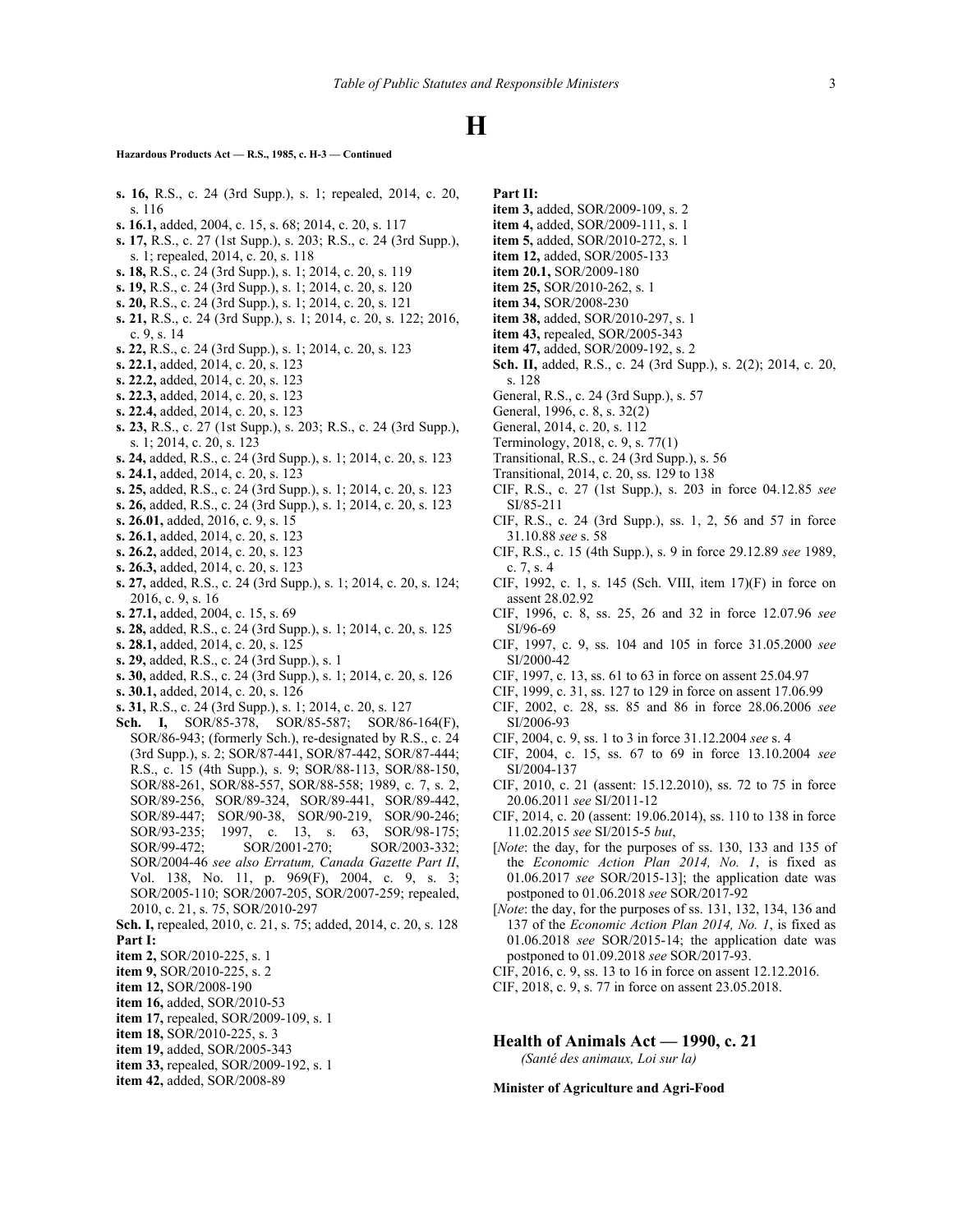# H

**Hazardous Products Act — R.S., 1985, c. H-3 — Continued**

**s. 16,** R.S., c. 24 (3rd Supp.), s. 1; repealed, 2014, c. 20, s. 116
**s. 16.1,** added, 2004, c. 15, s. 68; 2014, c. 20, s. 117
**s. 17,** R.S., c. 27 (1st Supp.), s. 203; R.S., c. 24 (3rd Supp.), s. 1; repealed, 2014, c. 20, s. 118
**s. 18,** R.S., c. 24 (3rd Supp.), s. 1; 2014, c. 20, s. 119
**s. 19,** R.S., c. 24 (3rd Supp.), s. 1; 2014, c. 20, s. 120
**s. 20,** R.S., c. 24 (3rd Supp.), s. 1; 2014, c. 20, s. 121
**s. 21,** R.S., c. 24 (3rd Supp.), s. 1; 2014, c. 20, s. 122; 2016, c. 9, s. 14
**s. 22,** R.S., c. 24 (3rd Supp.), s. 1; 2014, c. 20, s. 123
**s. 22.1,** added, 2014, c. 20, s. 123
**s. 22.2,** added, 2014, c. 20, s. 123
**s. 22.3,** added, 2014, c. 20, s. 123
**s. 22.4,** added, 2014, c. 20, s. 123
**s. 23,** R.S., c. 27 (1st Supp.), s. 203; R.S., c. 24 (3rd Supp.), s. 1; 2014, c. 20, s. 123
**s. 24,** added, R.S., c. 24 (3rd Supp.), s. 1; 2014, c. 20, s. 123
**s. 24.1,** added, 2014, c. 20, s. 123
**s. 25,** added, R.S., c. 24 (3rd Supp.), s. 1; 2014, c. 20, s. 123
**s. 26,** added, R.S., c. 24 (3rd Supp.), s. 1; 2014, c. 20, s. 123
**s. 26.01,** added, 2016, c. 9, s. 15
**s. 26.1,** added, 2014, c. 20, s. 123
**s. 26.2,** added, 2014, c. 20, s. 123
**s. 26.3,** added, 2014, c. 20, s. 123
**s. 27,** added, R.S., c. 24 (3rd Supp.), s. 1; 2014, c. 20, s. 124; 2016, c. 9, s. 16
**s. 27.1,** added, 2004, c. 15, s. 69
**s. 28,** added, R.S., c. 24 (3rd Supp.), s. 1; 2014, c. 20, s. 125
**s. 28.1,** added, 2014, c. 20, s. 125
**s. 29,** added, R.S., c. 24 (3rd Supp.), s. 1
**s. 30,** added, R.S., c. 24 (3rd Supp.), s. 1; 2014, c. 20, s. 126
**s. 30.1,** added, 2014, c. 20, s. 126
**s. 31,** R.S., c. 24 (3rd Supp.), s. 1; 2014, c. 20, s. 127
**Sch. I,** SOR/85-378, SOR/85-587; SOR/86-164(F), SOR/86-943; (formerly Sch.), re-designated by R.S., c. 24 (3rd Supp.), s. 2; SOR/87-441, SOR/87-442, SOR/87-444; R.S., c. 15 (4th Supp.), s. 9; SOR/88-113, SOR/88-150, SOR/88-261, SOR/88-557, SOR/88-558; 1989, c. 7, s. 2, SOR/89-256, SOR/89-324, SOR/89-441, SOR/89-442, SOR/89-447; SOR/90-38, SOR/90-219, SOR/90-246; SOR/93-235; 1997, c. 13, s. 63, SOR/98-175; SOR/99-472; SOR/2001-270; SOR/2003-332; SOR/2004-46 *see also Erratum, Canada Gazette Part II*, Vol. 138, No. 11, p. 969(F), 2004, c. 9, s. 3; SOR/2005-110; SOR/2007-205, SOR/2007-259; repealed, 2010, c. 21, s. 75, SOR/2010-297
**Sch. I,** repealed, 2010, c. 21, s. 75; added, 2014, c. 20, s. 128
**Part I:**
**item 2,** SOR/2010-225, s. 1
**item 9,** SOR/2010-225, s. 2
**item 12,** SOR/2008-190
**item 16,** added, SOR/2010-53
**item 17,** repealed, SOR/2009-109, s. 1
**item 18,** SOR/2010-225, s. 3
**item 19,** added, SOR/2005-343
**item 33,** repealed, SOR/2009-192, s. 1
**item 42,** added, SOR/2008-89
**Part II:**
**item 3,** added, SOR/2009-109, s. 2
**item 4,** added, SOR/2009-111, s. 1
**item 5,** added, SOR/2010-272, s. 1
**item 12,** added, SOR/2005-133
**item 20.1,** SOR/2009-180
**item 25,** SOR/2010-262, s. 1
**item 34,** SOR/2008-230
**item 38,** added, SOR/2010-297, s. 1
**item 43,** repealed, SOR/2005-343
**item 47,** added, SOR/2009-192, s. 2
**Sch. II,** added, R.S., c. 24 (3rd Supp.), s. 2(2); 2014, c. 20, s. 128
General, R.S., c. 24 (3rd Supp.), s. 57
General, 1996, c. 8, s. 32(2)
General, 2014, c. 20, s. 112
Terminology, 2018, c. 9, s. 77(1)
Transitional, R.S., c. 24 (3rd Supp.), s. 56
Transitional, 2014, c. 20, ss. 129 to 138
CIF, R.S., c. 27 (1st Supp.), s. 203 in force 04.12.85 *see* SI/85-211
CIF, R.S., c. 24 (3rd Supp.), ss. 1, 2, 56 and 57 in force 31.10.88 *see* s. 58
CIF, R.S., c. 15 (4th Supp.), s. 9 in force 29.12.89 *see* 1989, c. 7, s. 4
CIF, 1992, c. 1, s. 145 (Sch. VIII, item 17)(F) in force on assent 28.02.92
CIF, 1996, c. 8, ss. 25, 26 and 32 in force 12.07.96 *see* SI/96-69
CIF, 1997, c. 9, ss. 104 and 105 in force 31.05.2000 *see* SI/2000-42
CIF, 1997, c. 13, ss. 61 to 63 in force on assent 25.04.97
CIF, 1999, c. 31, ss. 127 to 129 in force on assent 17.06.99
CIF, 2002, c. 28, ss. 85 and 86 in force 28.06.2006 *see* SI/2006-93
CIF, 2004, c. 9, ss. 1 to 3 in force 31.12.2004 *see* s. 4
CIF, 2004, c. 15, ss. 67 to 69 in force 13.10.2004 *see* SI/2004-137
CIF, 2010, c. 21 (assent: 15.12.2010), ss. 72 to 75 in force 20.06.2011 *see* SI/2011-12
CIF, 2014, c. 20 (assent: 19.06.2014), ss. 110 to 138 in force 11.02.2015 *see* SI/2015-5 *but*,
[*Note*: the day, for the purposes of ss. 130, 133 and 135 of the *Economic Action Plan 2014, No. 1*, is fixed as 01.06.2017 *see* SOR/2015-13]; the application date was postponed to 01.06.2018 *see* SOR/2017-92
[*Note*: the day, for the purposes of ss. 131, 132, 134, 136 and 137 of the *Economic Action Plan 2014, No. 1*, is fixed as 01.06.2018 *see* SOR/2015-14; the application date was postponed to 01.09.2018 *see* SOR/2017-93.
CIF, 2016, c. 9, ss. 13 to 16 in force on assent 12.12.2016.
CIF, 2018, c. 9, s. 77 in force on assent 23.05.2018.

## Health of Animals Act — 1990, c. 21

*(Santé des animaux, Loi sur la)*

**Minister of Agriculture and Agri-Food**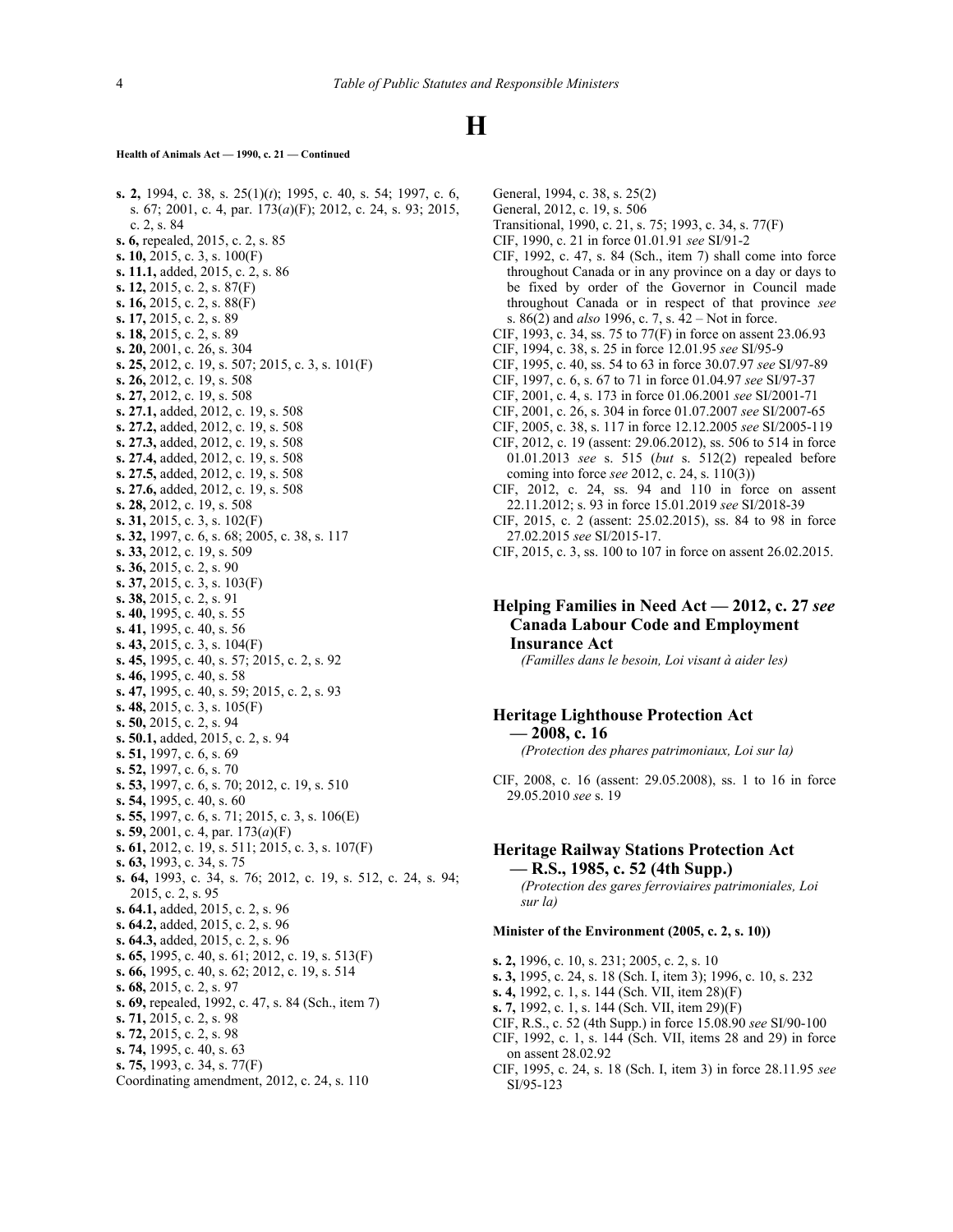# H

**Health of Animals Act — 1990, c. 21 — Continued**

**s. 2,** 1994, c. 38, s. 25(1)(*t*); 1995, c. 40, s. 54; 1997, c. 6, s. 67; 2001, c. 4, par. 173(*a*)(F); 2012, c. 24, s. 93; 2015, c. 2, s. 84
**s. 6,** repealed, 2015, c. 2, s. 85
**s. 10,** 2015, c. 3, s. 100(F)
**s. 11.1,** added, 2015, c. 2, s. 86
**s. 12,** 2015, c. 2, s. 87(F)
**s. 16,** 2015, c. 2, s. 88(F)
**s. 17,** 2015, c. 2, s. 89
**s. 18,** 2015, c. 2, s. 89
**s. 20,** 2001, c. 26, s. 304
**s. 25,** 2012, c. 19, s. 507; 2015, c. 3, s. 101(F)
**s. 26,** 2012, c. 19, s. 508
**s. 27,** 2012, c. 19, s. 508
**s. 27.1,** added, 2012, c. 19, s. 508
**s. 27.2,** added, 2012, c. 19, s. 508
**s. 27.3,** added, 2012, c. 19, s. 508
**s. 27.4,** added, 2012, c. 19, s. 508
**s. 27.5,** added, 2012, c. 19, s. 508
**s. 27.6,** added, 2012, c. 19, s. 508
**s. 28,** 2012, c. 19, s. 508
**s. 31,** 2015, c. 3, s. 102(F)
**s. 32,** 1997, c. 6, s. 68; 2005, c. 38, s. 117
**s. 33,** 2012, c. 19, s. 509
**s. 36,** 2015, c. 2, s. 90
**s. 37,** 2015, c. 3, s. 103(F)
**s. 38,** 2015, c. 2, s. 91
**s. 40,** 1995, c. 40, s. 55
**s. 41,** 1995, c. 40, s. 56
**s. 43,** 2015, c. 3, s. 104(F)
**s. 45,** 1995, c. 40, s. 57; 2015, c. 2, s. 92
**s. 46,** 1995, c. 40, s. 58
**s. 47,** 1995, c. 40, s. 59; 2015, c. 2, s. 93
**s. 48,** 2015, c. 3, s. 105(F)
**s. 50,** 2015, c. 2, s. 94
**s. 50.1,** added, 2015, c. 2, s. 94
**s. 51,** 1997, c. 6, s. 69
**s. 52,** 1997, c. 6, s. 70
**s. 53,** 1997, c. 6, s. 70; 2012, c. 19, s. 510
**s. 54,** 1995, c. 40, s. 60
**s. 55,** 1997, c. 6, s. 71; 2015, c. 3, s. 106(E)
**s. 59,** 2001, c. 4, par. 173(*a*)(F)
**s. 61,** 2012, c. 19, s. 511; 2015, c. 3, s. 107(F)
**s. 63,** 1993, c. 34, s. 75
**s. 64,** 1993, c. 34, s. 76; 2012, c. 19, s. 512, c. 24, s. 94; 2015, c. 2, s. 95
**s. 64.1,** added, 2015, c. 2, s. 96
**s. 64.2,** added, 2015, c. 2, s. 96
**s. 64.3,** added, 2015, c. 2, s. 96
**s. 65,** 1995, c. 40, s. 61; 2012, c. 19, s. 513(F)
**s. 66,** 1995, c. 40, s. 62; 2012, c. 19, s. 514
**s. 68,** 2015, c. 2, s. 97
**s. 69,** repealed, 1992, c. 47, s. 84 (Sch., item 7)
**s. 71,** 2015, c. 2, s. 98
**s. 72,** 2015, c. 2, s. 98
**s. 74,** 1995, c. 40, s. 63
**s. 75,** 1993, c. 34, s. 77(F)
Coordinating amendment, 2012, c. 24, s. 110
General, 1994, c. 38, s. 25(2)
General, 2012, c. 19, s. 506
Transitional, 1990, c. 21, s. 75; 1993, c. 34, s. 77(F)
CIF, 1990, c. 21 in force 01.01.91 *see* SI/91-2
CIF, 1992, c. 47, s. 84 (Sch., item 7) shall come into force throughout Canada or in any province on a day or days to be fixed by order of the Governor in Council made throughout Canada or in respect of that province *see* s. 86(2) and *also* 1996, c. 7, s. 42 – Not in force.
CIF, 1993, c. 34, ss. 75 to 77(F) in force on assent 23.06.93
CIF, 1994, c. 38, s. 25 in force 12.01.95 *see* SI/95-9
CIF, 1995, c. 40, ss. 54 to 63 in force 30.07.97 *see* SI/97-89
CIF, 1997, c. 6, s. 67 to 71 in force 01.04.97 *see* SI/97-37
CIF, 2001, c. 4, s. 173 in force 01.06.2001 *see* SI/2001-71
CIF, 2001, c. 26, s. 304 in force 01.07.2007 *see* SI/2007-65
CIF, 2005, c. 38, s. 117 in force 12.12.2005 *see* SI/2005-119
CIF, 2012, c. 19 (assent: 29.06.2012), ss. 506 to 514 in force 01.01.2013 *see* s. 515 (*but* s. 512(2) repealed before coming into force *see* 2012, c. 24, s. 110(3))
CIF, 2012, c. 24, ss. 94 and 110 in force on assent 22.11.2012; s. 93 in force 15.01.2019 *see* SI/2018-39
CIF, 2015, c. 2 (assent: 25.02.2015), ss. 84 to 98 in force 27.02.2015 *see* SI/2015-17.
CIF, 2015, c. 3, ss. 100 to 107 in force on assent 26.02.2015.

## Helping Families in Need Act — 2012, c. 27 *see* Canada Labour Code and Employment Insurance Act

*(Familles dans le besoin, Loi visant à aider les)*

## Heritage Lighthouse Protection Act — 2008, c. 16

*(Protection des phares patrimoniaux, Loi sur la)*

CIF, 2008, c. 16 (assent: 29.05.2008), ss. 1 to 16 in force 29.05.2010 *see* s. 19

## Heritage Railway Stations Protection Act — R.S., 1985, c. 52 (4th Supp.)

*(Protection des gares ferroviaires patrimoniales, Loi sur la)*

**Minister of the Environment (2005, c. 2, s. 10))**

**s. 2,** 1996, c. 10, s. 231; 2005, c. 2, s. 10
**s. 3,** 1995, c. 24, s. 18 (Sch. I, item 3); 1996, c. 10, s. 232
**s. 4,** 1992, c. 1, s. 144 (Sch. VII, item 28)(F)
**s. 7,** 1992, c. 1, s. 144 (Sch. VII, item 29)(F)
CIF, R.S., c. 52 (4th Supp.) in force 15.08.90 *see* SI/90-100
CIF, 1992, c. 1, s. 144 (Sch. VII, items 28 and 29) in force on assent 28.02.92
CIF, 1995, c. 24, s. 18 (Sch. I, item 3) in force 28.11.95 *see* SI/95-123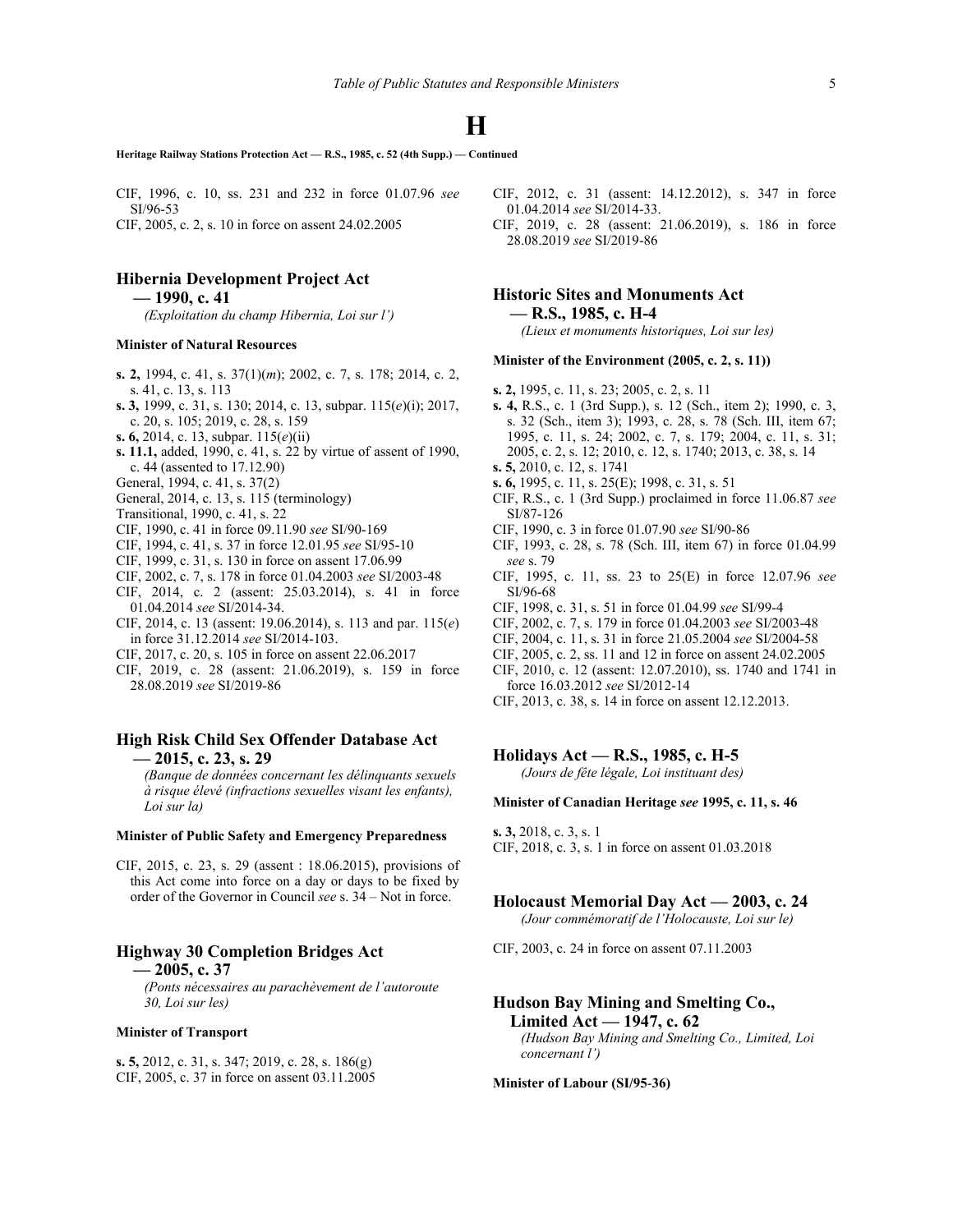# H

**Heritage Railway Stations Protection Act — R.S., 1985, c. 52 (4th Supp.) — Continued**

CIF, 1996, c. 10, ss. 231 and 232 in force 01.07.96 *see* SI/96-53

CIF, 2005, c. 2, s. 10 in force on assent 24.02.2005

CIF, 2012, c. 31 (assent: 14.12.2012), s. 347 in force 01.04.2014 *see* SI/2014-33.

CIF, 2019, c. 28 (assent: 21.06.2019), s. 186 in force 28.08.2019 *see* SI/2019-86

## Hibernia Development Project Act — 1990, c. 41

*(Exploitation du champ Hibernia, Loi sur l')*

**Minister of Natural Resources**

**s. 2,** 1994, c. 41, s. 37(1)(*m*); 2002, c. 7, s. 178; 2014, c. 2, s. 41, c. 13, s. 113

**s. 3,** 1999, c. 31, s. 130; 2014, c. 13, subpar. 115(*e*)(i); 2017, c. 20, s. 105; 2019, c. 28, s. 159

**s. 6,** 2014, c. 13, subpar. 115(*e*)(ii)

**s. 11.1,** added, 1990, c. 41, s. 22 by virtue of assent of 1990, c. 44 (assented to 17.12.90)

General, 1994, c. 41, s. 37(2)

General, 2014, c. 13, s. 115 (terminology)

Transitional, 1990, c. 41, s. 22

CIF, 1990, c. 41 in force 09.11.90 *see* SI/90-169

CIF, 1994, c. 41, s. 37 in force 12.01.95 *see* SI/95-10

CIF, 1999, c. 31, s. 130 in force on assent 17.06.99

CIF, 2002, c. 7, s. 178 in force 01.04.2003 *see* SI/2003-48

CIF, 2014, c. 2 (assent: 25.03.2014), s. 41 in force 01.04.2014 *see* SI/2014-34.

CIF, 2014, c. 13 (assent: 19.06.2014), s. 113 and par. 115(*e*) in force 31.12.2014 *see* SI/2014-103.

CIF, 2017, c. 20, s. 105 in force on assent 22.06.2017

CIF, 2019, c. 28 (assent: 21.06.2019), s. 159 in force 28.08.2019 *see* SI/2019-86

## High Risk Child Sex Offender Database Act — 2015, c. 23, s. 29

*(Banque de données concernant les délinquants sexuels à risque élevé (infractions sexuelles visant les enfants), Loi sur la)*

**Minister of Public Safety and Emergency Preparedness**

CIF, 2015, c. 23, s. 29 (assent : 18.06.2015), provisions of this Act come into force on a day or days to be fixed by order of the Governor in Council *see* s. 34 – Not in force.

## Highway 30 Completion Bridges Act — 2005, c. 37

*(Ponts nécessaires au parachèvement de l'autoroute 30, Loi sur les)*

**Minister of Transport**

**s. 5,** 2012, c. 31, s. 347; 2019, c. 28, s. 186(g)

CIF, 2005, c. 37 in force on assent 03.11.2005

## Historic Sites and Monuments Act — R.S., 1985, c. H-4

*(Lieux et monuments historiques, Loi sur les)*

**Minister of the Environment (2005, c. 2, s. 11))**

**s. 2,** 1995, c. 11, s. 23; 2005, c. 2, s. 11

**s. 4,** R.S., c. 1 (3rd Supp.), s. 12 (Sch., item 2); 1990, c. 3, s. 32 (Sch., item 3); 1993, c. 28, s. 78 (Sch. III, item 67; 1995, c. 11, s. 24; 2002, c. 7, s. 179; 2004, c. 11, s. 31; 2005, c. 2, s. 12; 2010, c. 12, s. 1740; 2013, c. 38, s. 14

**s. 5,** 2010, c. 12, s. 1741

**s. 6,** 1995, c. 11, s. 25(E); 1998, c. 31, s. 51

CIF, R.S., c. 1 (3rd Supp.) proclaimed in force 11.06.87 *see* SI/87-126

CIF, 1990, c. 3 in force 01.07.90 *see* SI/90-86

CIF, 1993, c. 28, s. 78 (Sch. III, item 67) in force 01.04.99 *see* s. 79

CIF, 1995, c. 11, ss. 23 to 25(E) in force 12.07.96 *see* SI/96-68

CIF, 1998, c. 31, s. 51 in force 01.04.99 *see* SI/99-4

CIF, 2002, c. 7, s. 179 in force 01.04.2003 *see* SI/2003-48

CIF, 2004, c. 11, s. 31 in force 21.05.2004 *see* SI/2004-58

CIF, 2005, c. 2, ss. 11 and 12 in force on assent 24.02.2005

CIF, 2010, c. 12 (assent: 12.07.2010), ss. 1740 and 1741 in force 16.03.2012 *see* SI/2012-14

CIF, 2013, c. 38, s. 14 in force on assent 12.12.2013.

## Holidays Act — R.S., 1985, c. H-5

*(Jours de fête légale, Loi instituant des)*

**Minister of Canadian Heritage *see* 1995, c. 11, s. 46**

**s. 3,** 2018, c. 3, s. 1

CIF, 2018, c. 3, s. 1 in force on assent 01.03.2018

## Holocaust Memorial Day Act — 2003, c. 24

*(Jour commémoratif de l'Holocauste, Loi sur le)*

CIF, 2003, c. 24 in force on assent 07.11.2003

## Hudson Bay Mining and Smelting Co., Limited Act — 1947, c. 62

*(Hudson Bay Mining and Smelting Co., Limited, Loi concernant l')*

**Minister of Labour (SI/95-36)**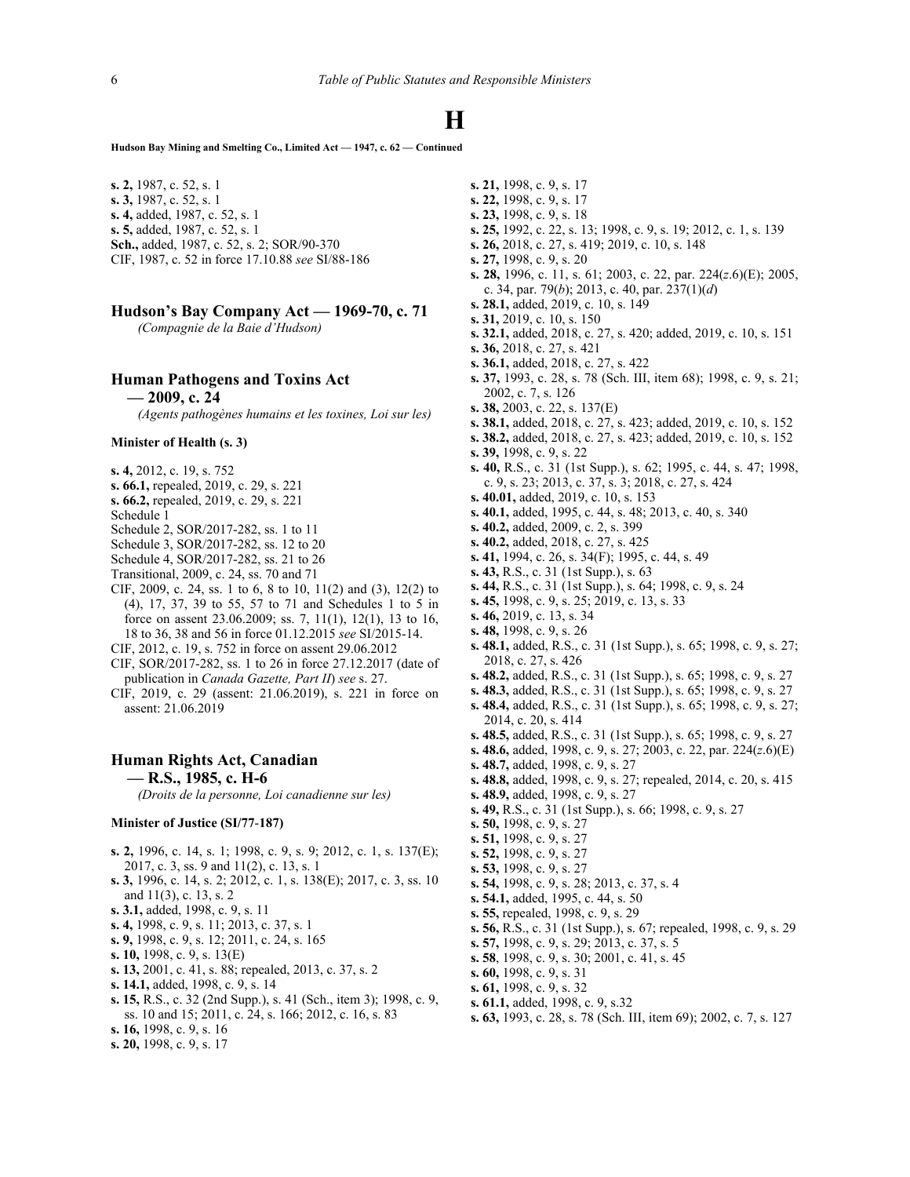# H

**Hudson Bay Mining and Smelting Co., Limited Act — 1947, c. 62 — Continued**

**s. 2,** 1987, c. 52, s. 1
**s. 3,** 1987, c. 52, s. 1
**s. 4,** added, 1987, c. 52, s. 1
**s. 5,** added, 1987, c. 52, s. 1
**Sch.,** added, 1987, c. 52, s. 2; SOR/90-370
CIF, 1987, c. 52 in force 17.10.88 *see* SI/88-186

## Hudson's Bay Company Act — 1969-70, c. 71

*(Compagnie de la Baie d'Hudson)*

## Human Pathogens and Toxins Act — 2009, c. 24

*(Agents pathogènes humains et les toxines, Loi sur les)*

**Minister of Health (s. 3)**

**s. 4,** 2012, c. 19, s. 752
**s. 66.1,** repealed, 2019, c. 29, s. 221
**s. 66.2,** repealed, 2019, c. 29, s. 221
Schedule 1
Schedule 2, SOR/2017-282, ss. 1 to 11
Schedule 3, SOR/2017-282, ss. 12 to 20
Schedule 4, SOR/2017-282, ss. 21 to 26
Transitional, 2009, c. 24, ss. 70 and 71
CIF, 2009, c. 24, ss. 1 to 6, 8 to 10, 11(2) and (3), 12(2) to (4), 17, 37, 39 to 55, 57 to 71 and Schedules 1 to 5 in force on assent 23.06.2009; ss. 7, 11(1), 12(1), 13 to 16, 18 to 36, 38 and 56 in force 01.12.2015 *see* SI/2015-14.
CIF, 2012, c. 19, s. 752 in force on assent 29.06.2012
CIF, SOR/2017-282, ss. 1 to 26 in force 27.12.2017 (date of publication in *Canada Gazette, Part II*) *see* s. 27.
CIF, 2019, c. 29 (assent: 21.06.2019), s. 221 in force on assent: 21.06.2019

## Human Rights Act, Canadian — R.S., 1985, c. H-6

*(Droits de la personne, Loi canadienne sur les)*

**Minister of Justice (SI/77-187)**

**s. 2,** 1996, c. 14, s. 1; 1998, c. 9, s. 9; 2012, c. 1, s. 137(E); 2017, c. 3, ss. 9 and 11(2), c. 13, s. 1
**s. 3,** 1996, c. 14, s. 2; 2012, c. 1, s. 138(E); 2017, c. 3, ss. 10 and 11(3), c. 13, s. 2
**s. 3.1,** added, 1998, c. 9, s. 11
**s. 4,** 1998, c. 9, s. 11; 2013, c. 37, s. 1
**s. 9,** 1998, c. 9, s. 12; 2011, c. 24, s. 165
**s. 10,** 1998, c. 9, s. 13(E)
**s. 13,** 2001, c. 41, s. 88; repealed, 2013, c. 37, s. 2
**s. 14.1,** added, 1998, c. 9, s. 14
**s. 15,** R.S., c. 32 (2nd Supp.), s. 41 (Sch., item 3); 1998, c. 9, ss. 10 and 15; 2011, c. 24, s. 166; 2012, c. 16, s. 83
**s. 16,** 1998, c. 9, s. 16
**s. 20,** 1998, c. 9, s. 17
**s. 21,** 1998, c. 9, s. 17
**s. 22,** 1998, c. 9, s. 17
**s. 23,** 1998, c. 9, s. 18
**s. 25,** 1992, c. 22, s. 13; 1998, c. 9, s. 19; 2012, c. 1, s. 139
**s. 26,** 2018, c. 27, s. 419; 2019, c. 10, s. 148
**s. 27,** 1998, c. 9, s. 20
**s. 28,** 1996, c. 11, s. 61; 2003, c. 22, par. 224(*z*.6)(E); 2005, c. 34, par. 79(*b*); 2013, c. 40, par. 237(1)(*d*)
**s. 28.1,** added, 2019, c. 10, s. 149
**s. 31,** 2019, c. 10, s. 150
**s. 32.1,** added, 2018, c. 27, s. 420; added, 2019, c. 10, s. 151
**s. 36,** 2018, c. 27, s. 421
**s. 36.1,** added, 2018, c. 27, s. 422
**s. 37,** 1993, c. 28, s. 78 (Sch. III, item 68); 1998, c. 9, s. 21; 2002, c. 7, s. 126
**s. 38,** 2003, c. 22, s. 137(E)
**s. 38.1,** added, 2018, c. 27, s. 423; added, 2019, c. 10, s. 152
**s. 38.2,** added, 2018, c. 27, s. 423; added, 2019, c. 10, s. 152
**s. 39,** 1998, c. 9, s. 22
**s. 40,** R.S., c. 31 (1st Supp.), s. 62; 1995, c. 44, s. 47; 1998, c. 9, s. 23; 2013, c. 37, s. 3; 2018, c. 27, s. 424
**s. 40.01,** added, 2019, c. 10, s. 153
**s. 40.1,** added, 1995, c. 44, s. 48; 2013, c. 40, s. 340
**s. 40.2,** added, 2009, c. 2, s. 399
**s. 40.2,** added, 2018, c. 27, s. 425
**s. 41,** 1994, c. 26, s. 34(F); 1995, c. 44, s. 49
**s. 43,** R.S., c. 31 (1st Supp.), s. 63
**s. 44,** R.S., c. 31 (1st Supp.), s. 64; 1998, c. 9, s. 24
**s. 45,** 1998, c. 9, s. 25; 2019, c. 13, s. 33
**s. 46,** 2019, c. 13, s. 34
**s. 48,** 1998, c. 9, s. 26
**s. 48.1,** added, R.S., c. 31 (1st Supp.), s. 65; 1998, c. 9, s. 27; 2018, c. 27, s. 426
**s. 48.2,** added, R.S., c. 31 (1st Supp.), s. 65; 1998, c. 9, s. 27
**s. 48.3,** added, R.S., c. 31 (1st Supp.), s. 65; 1998, c. 9, s. 27
**s. 48.4,** added, R.S., c. 31 (1st Supp.), s. 65; 1998, c. 9, s. 27; 2014, c. 20, s. 414
**s. 48.5,** added, R.S., c. 31 (1st Supp.), s. 65; 1998, c. 9, s. 27
**s. 48.6,** added, 1998, c. 9, s. 27; 2003, c. 22, par. 224(*z*.6)(E)
**s. 48.7,** added, 1998, c. 9, s. 27
**s. 48.8,** added, 1998, c. 9, s. 27; repealed, 2014, c. 20, s. 415
**s. 48.9,** added, 1998, c. 9, s. 27
**s. 49,** R.S., c. 31 (1st Supp.), s. 66; 1998, c. 9, s. 27
**s. 50,** 1998, c. 9, s. 27
**s. 51,** 1998, c. 9, s. 27
**s. 52,** 1998, c. 9, s. 27
**s. 53,** 1998, c. 9, s. 27
**s. 54,** 1998, c. 9, s. 28; 2013, c. 37, s. 4
**s. 54.1,** added, 1995, c. 44, s. 50
**s. 55,** repealed, 1998, c. 9, s. 29
**s. 56,** R.S., c. 31 (1st Supp.), s. 67; repealed, 1998, c. 9, s. 29
**s. 57,** 1998, c. 9, s. 29; 2013, c. 37, s. 5
**s. 58**, 1998, c. 9, s. 30; 2001, c. 41, s. 45
**s. 60,** 1998, c. 9, s. 31
**s. 61,** 1998, c. 9, s. 32
**s. 61.1,** added, 1998, c. 9, s.32
**s. 63,** 1993, c. 28, s. 78 (Sch. III, item 69); 2002, c. 7, s. 127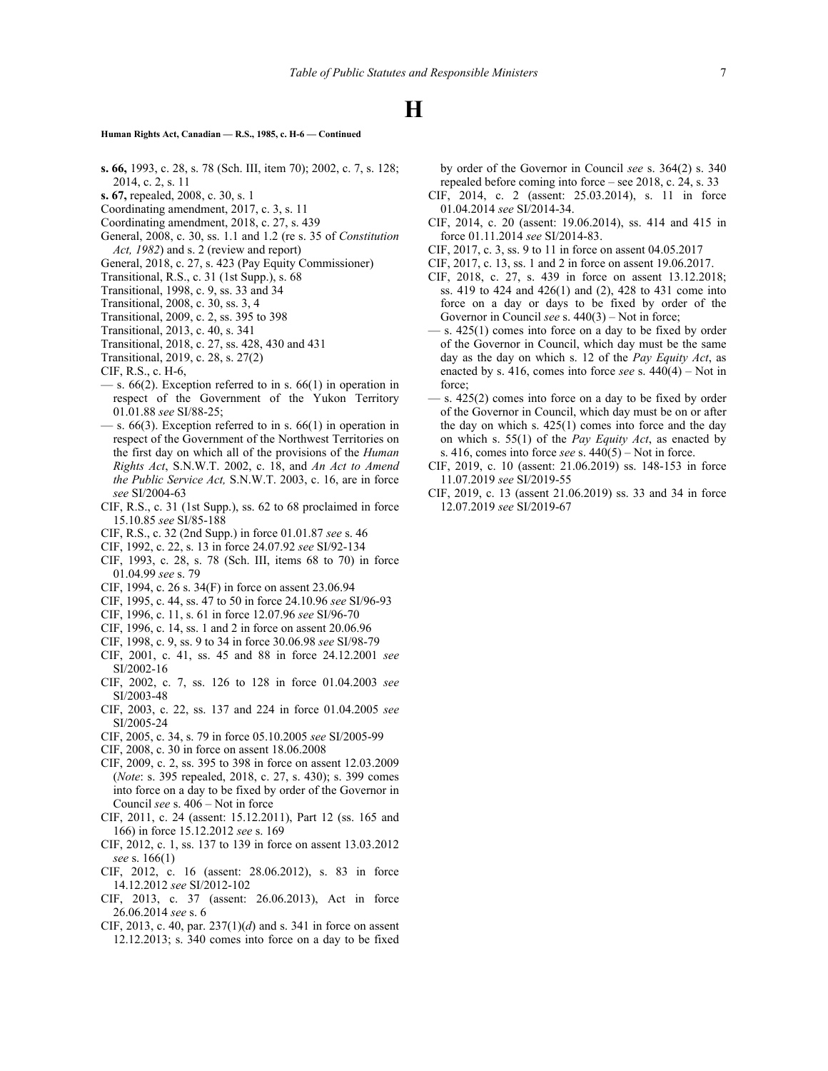# H

**Human Rights Act, Canadian — R.S., 1985, c. H-6 — Continued**

**s. 66,** 1993, c. 28, s. 78 (Sch. III, item 70); 2002, c. 7, s. 128; 2014, c. 2, s. 11

**s. 67,** repealed, 2008, c. 30, s. 1

Coordinating amendment, 2017, c. 3, s. 11

Coordinating amendment, 2018, c. 27, s. 439

General, 2008, c. 30, ss. 1.1 and 1.2 (re s. 35 of *Constitution Act, 1982*) and s. 2 (review and report)

General, 2018, c. 27, s. 423 (Pay Equity Commissioner)

Transitional, R.S., c. 31 (1st Supp.), s. 68

Transitional, 1998, c. 9, ss. 33 and 34

Transitional, 2008, c. 30, ss. 3, 4

Transitional, 2009, c. 2, ss. 395 to 398

Transitional, 2013, c. 40, s. 341

Transitional, 2018, c. 27, ss. 428, 430 and 431

Transitional, 2019, c. 28, s. 27(2)

CIF, R.S., c. H-6,

— s. 66(2). Exception referred to in s. 66(1) in operation in respect of the Government of the Yukon Territory 01.01.88 *see* SI/88-25;

— s. 66(3). Exception referred to in s. 66(1) in operation in respect of the Government of the Northwest Territories on the first day on which all of the provisions of the *Human Rights Act*, S.N.W.T. 2002, c. 18, and *An Act to Amend the Public Service Act,* S.N.W.T. 2003, c. 16, are in force *see* SI/2004-63

CIF, R.S., c. 31 (1st Supp.), ss. 62 to 68 proclaimed in force 15.10.85 *see* SI/85-188

CIF, R.S., c. 32 (2nd Supp.) in force 01.01.87 *see* s. 46

CIF, 1992, c. 22, s. 13 in force 24.07.92 *see* SI/92-134

CIF, 1993, c. 28, s. 78 (Sch. III, items 68 to 70) in force 01.04.99 *see* s. 79

CIF, 1994, c. 26 s. 34(F) in force on assent 23.06.94

CIF, 1995, c. 44, ss. 47 to 50 in force 24.10.96 *see* SI/96-93

CIF, 1996, c. 11, s. 61 in force 12.07.96 *see* SI/96-70

CIF, 1996, c. 14, ss. 1 and 2 in force on assent 20.06.96

CIF, 1998, c. 9, ss. 9 to 34 in force 30.06.98 *see* SI/98-79

CIF, 2001, c. 41, ss. 45 and 88 in force 24.12.2001 *see* SI/2002-16

CIF, 2002, c. 7, ss. 126 to 128 in force 01.04.2003 *see* SI/2003-48

CIF, 2003, c. 22, ss. 137 and 224 in force 01.04.2005 *see* SI/2005-24

CIF, 2005, c. 34, s. 79 in force 05.10.2005 *see* SI/2005-99

CIF, 2008, c. 30 in force on assent 18.06.2008

CIF, 2009, c. 2, ss. 395 to 398 in force on assent 12.03.2009 (*Note*: s. 395 repealed, 2018, c. 27, s. 430); s. 399 comes into force on a day to be fixed by order of the Governor in Council *see* s. 406 – Not in force

CIF, 2011, c. 24 (assent: 15.12.2011), Part 12 (ss. 165 and 166) in force 15.12.2012 *see* s. 169

CIF, 2012, c. 1, ss. 137 to 139 in force on assent 13.03.2012 *see* s. 166(1)

CIF, 2012, c. 16 (assent: 28.06.2012), s. 83 in force 14.12.2012 *see* SI/2012-102

CIF, 2013, c. 37 (assent: 26.06.2013), Act in force 26.06.2014 *see* s. 6

CIF, 2013, c. 40, par. 237(1)(*d*) and s. 341 in force on assent 12.12.2013; s. 340 comes into force on a day to be fixed by order of the Governor in Council *see* s. 364(2) s. 340 repealed before coming into force – see 2018, c. 24, s. 33

CIF, 2014, c. 2 (assent: 25.03.2014), s. 11 in force 01.04.2014 *see* SI/2014-34.

CIF, 2014, c. 20 (assent: 19.06.2014), ss. 414 and 415 in force 01.11.2014 *see* SI/2014-83.

CIF, 2017, c. 3, ss. 9 to 11 in force on assent 04.05.2017

CIF, 2017, c. 13, ss. 1 and 2 in force on assent 19.06.2017.

CIF, 2018, c. 27, s. 439 in force on assent 13.12.2018; ss. 419 to 424 and 426(1) and (2), 428 to 431 come into force on a day or days to be fixed by order of the Governor in Council *see* s. 440(3) – Not in force;

— s. 425(1) comes into force on a day to be fixed by order of the Governor in Council, which day must be the same day as the day on which s. 12 of the *Pay Equity Act*, as enacted by s. 416, comes into force *see* s. 440(4) – Not in force;

— s. 425(2) comes into force on a day to be fixed by order of the Governor in Council, which day must be on or after the day on which s. 425(1) comes into force and the day on which s. 55(1) of the *Pay Equity Act*, as enacted by s. 416, comes into force *see* s. 440(5) – Not in force.

CIF, 2019, c. 10 (assent: 21.06.2019) ss. 148-153 in force 11.07.2019 *see* SI/2019-55

CIF, 2019, c. 13 (assent 21.06.2019) ss. 33 and 34 in force 12.07.2019 *see* SI/2019-67